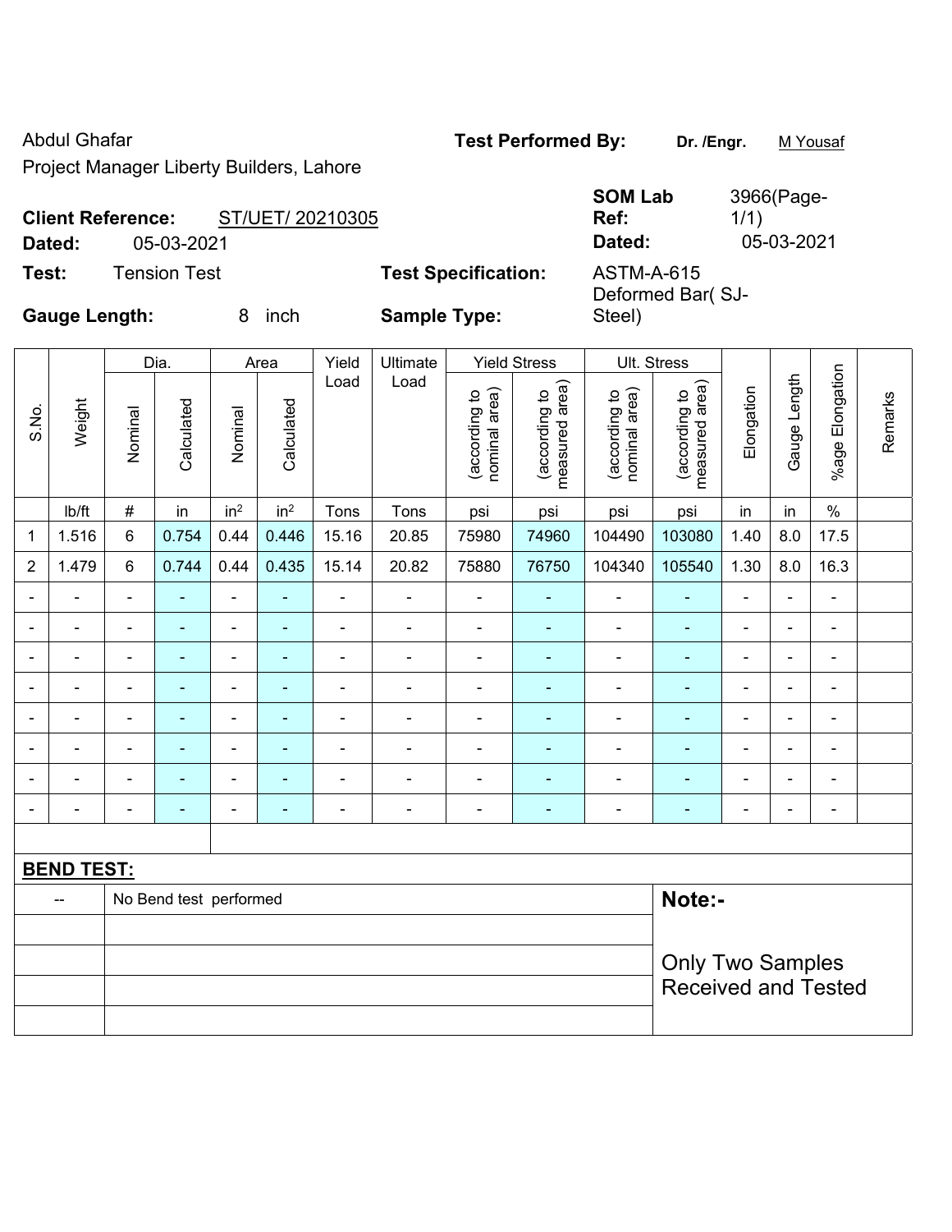Abdul Ghafar

Project Manager Liberty Builders, Lahore

**Test Performed By:** **Dr. /Engr.** M Yousaf

**Client Reference:** ST/UET/ 20210305

**Dated:** 05-03-2021

**SOM Lab Ref:** 3966(Page-1/1)

**Dated:** 05-03-2021

**Test:** Tension Test

**Test Specification:** ASTM-A-615

**Gauge Length:** 8 inch

**Sample Type:** Deformed Bar( SJ-Steel)

| S.No. | Weight | Dia. | | Area | | Yield Load | Ultimate Load | Yield Stress | | Ult. Stress | | Elongation | Gauge Length | %age Elongation | Remarks |
|---|---|---|---|---|---|---|---|---|---|---|---|---|---|---|---|
| | | Nominal | Calculated | Nominal | Calculated | | | (according to nominal area) | (according to measured area) | (according to nominal area) | (according to measured area) | | | | |
| | lb/ft | # | in | $in^2$ | $in^2$ | Tons | Tons | psi | psi | psi | psi | in | in | % | |
| 1 | 1.516 | 6 | 0.754 | 0.44 | 0.446 | 15.16 | 20.85 | 75980 | 74960 | 104490 | 103080 | 1.40 | 8.0 | 17.5 | |
| 2 | 1.479 | 6 | 0.744 | 0.44 | 0.435 | 15.14 | 20.82 | 75880 | 76750 | 104340 | 105540 | 1.30 | 8.0 | 16.3 | |
| - | - | - | - | - | - | - | - | - | - | - | - | - | - | - | |
| - | - | - | - | - | - | - | - | - | - | - | - | - | - | - | |
| - | - | - | - | - | - | - | - | - | - | - | - | - | - | - | |
| - | - | - | - | - | - | - | - | - | - | - | - | - | - | - | |
| - | - | - | - | - | - | - | - | - | - | - | - | - | - | - | |
| - | - | - | - | - | - | - | - | - | - | - | - | - | - | - | |
| - | - | - | - | - | - | - | - | - | - | - | - | - | - | - | |
| - | - | - | - | - | - | - | - | - | - | - | - | - | - | - | |

**BEND TEST:**

| | | |
|---|---|---|
| -- | No Bend test performed | **Note:-** |
| | | Only Two Samples Received and Tested |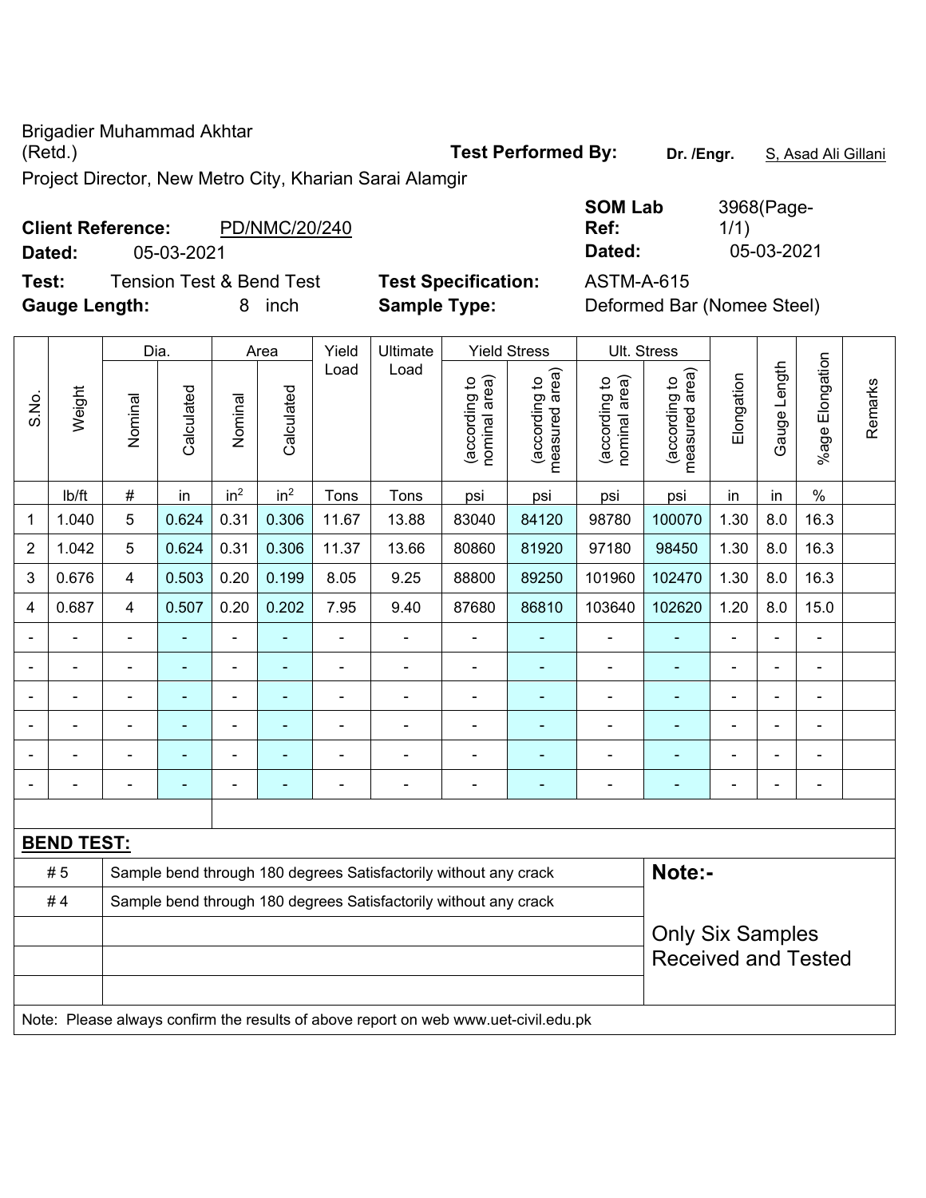Brigadier Muhammad Akhtar (Retd.)

Project Director, New Metro City, Kharian Sarai Alamgir

**Test Performed By:** **Dr. /Engr.** S, Asad Ali Gillani

**Client Reference:** PD/NMC/20/240

**Dated:** 05-03-2021

**SOM Lab Ref:** 3968(Page-1/1)

**Dated:** 05-03-2021

**Test:** Tension Test & Bend Test

**Test Specification:** ASTM-A-615

**Gauge Length:** 8 inch

**Sample Type:** Deformed Bar (Nomee Steel)

| S.No. | Weight | Dia. | | Area | | Yield Load | Ultimate Load | Yield Stress | | Ult. Stress | | Elongation | Gauge Length | %age Elongation | Remarks |
|---|---|---|---|---|---|---|---|---|---|---|---|---|---|---|---|
| | | Nominal | Calculated | Nominal | Calculated | | | (according to nominal area) | (according to measured area) | (according to nominal area) | (according to measured area) | | | | |
| | lb/ft | # | in | in$^2$ | in$^2$ | Tons | Tons | psi | psi | psi | psi | in | in | % | |
| 1 | 1.040 | 5 | 0.624 | 0.31 | 0.306 | 11.67 | 13.88 | 83040 | 84120 | 98780 | 100070 | 1.30 | 8.0 | 16.3 | |
| 2 | 1.042 | 5 | 0.624 | 0.31 | 0.306 | 11.37 | 13.66 | 80860 | 81920 | 97180 | 98450 | 1.30 | 8.0 | 16.3 | |
| 3 | 0.676 | 4 | 0.503 | 0.20 | 0.199 | 8.05 | 9.25 | 88800 | 89250 | 101960 | 102470 | 1.30 | 8.0 | 16.3 | |
| 4 | 0.687 | 4 | 0.507 | 0.20 | 0.202 | 7.95 | 9.40 | 87680 | 86810 | 103640 | 102620 | 1.20 | 8.0 | 15.0 | |
| - | - | - | - | - | - | - | - | - | - | - | - | - | - | - | |
| - | - | - | - | - | - | - | - | - | - | - | - | - | - | - | |
| - | - | - | - | - | - | - | - | - | - | - | - | - | - | - | |
| - | - | - | - | - | - | - | - | - | - | - | - | - | - | - | |
| - | - | - | - | - | - | - | - | - | - | - | - | - | - | - | |
| - | - | - | - | - | - | - | - | - | - | - | - | - | - | - | |

**BEND TEST:**

| | | |
|---|---|---|
| # 5 | Sample bend through 180 degrees Satisfactorily without any crack | **Note:-** |
| # 4 | Sample bend through 180 degrees Satisfactorily without any crack | Only Six Samples Received and Tested |

Note: Please always confirm the results of above report on web www.uet-civil.edu.pk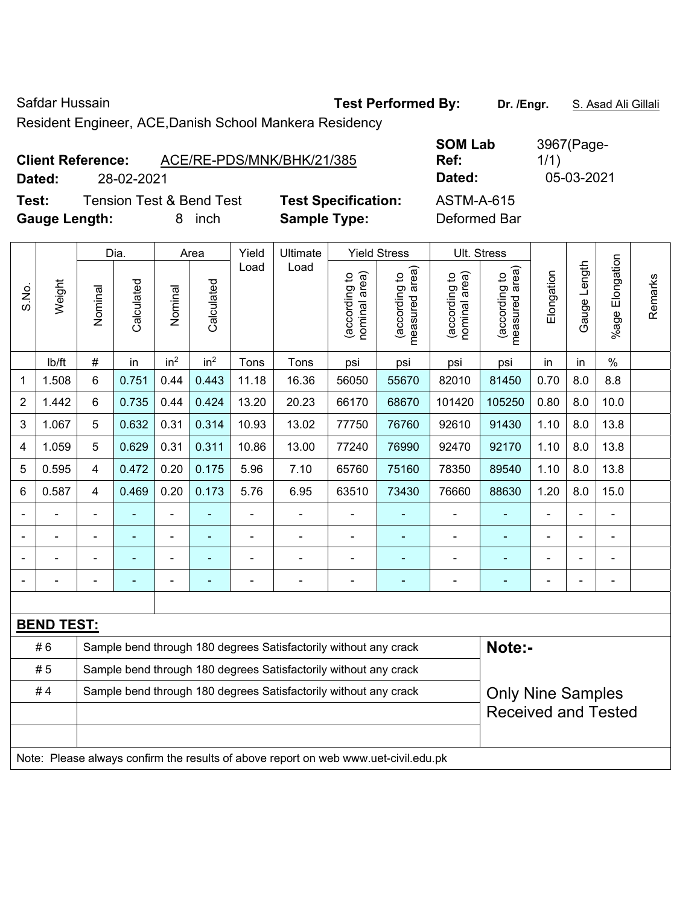Safdar Hussain

Resident Engineer, ACE,Danish School Mankera Residency

**Test Performed By:** **Dr. /Engr.** S. Asad Ali Gillali

**Client Reference:** ACE/RE-PDS/MNK/BHK/21/385

**Dated:** 28-02-2021

**SOM Lab Ref:** 3967(Page-1/1)

**Dated:** 05-03-2021

**Test:** Tension Test & Bend Test

**Test Specification:** ASTM-A-615

**Gauge Length:** 8 inch

**Sample Type:** Deformed Bar

| S.No. | Weight | Dia. | | Area | | Yield Load | Ultimate Load | Yield Stress | | Ult. Stress | | Elongation | Gauge Length | %age Elongation | Remarks |
|---|---|---|---|---|---|---|---|---|---|---|---|---|---|---|---|
| | | Nominal | Calculated | Nominal | Calculated | | | (according to nominal area) | (according to measured area) | (according to nominal area) | (according to measured area) | | | | |
| | lb/ft | # | in | in² | in² | Tons | Tons | psi | psi | psi | psi | in | in | % | |
| 1 | 1.508 | 6 | 0.751 | 0.44 | 0.443 | 11.18 | 16.36 | 56050 | 55670 | 82010 | 81450 | 0.70 | 8.0 | 8.8 | |
| 2 | 1.442 | 6 | 0.735 | 0.44 | 0.424 | 13.20 | 20.23 | 66170 | 68670 | 101420 | 105250 | 0.80 | 8.0 | 10.0 | |
| 3 | 1.067 | 5 | 0.632 | 0.31 | 0.314 | 10.93 | 13.02 | 77750 | 76760 | 92610 | 91430 | 1.10 | 8.0 | 13.8 | |
| 4 | 1.059 | 5 | 0.629 | 0.31 | 0.311 | 10.86 | 13.00 | 77240 | 76990 | 92470 | 92170 | 1.10 | 8.0 | 13.8 | |
| 5 | 0.595 | 4 | 0.472 | 0.20 | 0.175 | 5.96 | 7.10 | 65760 | 75160 | 78350 | 89540 | 1.10 | 8.0 | 13.8 | |
| 6 | 0.587 | 4 | 0.469 | 0.20 | 0.173 | 5.76 | 6.95 | 63510 | 73430 | 76660 | 88630 | 1.20 | 8.0 | 15.0 | |
| - | - | - | - | - | - | - | - | - | - | - | - | - | - | - | |
| - | - | - | - | - | - | - | - | - | - | - | - | - | - | - | |
| - | - | - | - | - | - | - | - | - | - | - | - | - | - | - | |
| - | - | - | - | - | - | - | - | - | - | - | - | - | - | - | |

**BEND TEST:**

| | | |
|---|---|---|
| # 6 | Sample bend through 180 degrees Satisfactorily without any crack | **Note:-** |
| # 5 | Sample bend through 180 degrees Satisfactorily without any crack | |
| # 4 | Sample bend through 180 degrees Satisfactorily without any crack | Only Nine Samples Received and Tested |

Note: Please always confirm the results of above report on web www.uet-civil.edu.pk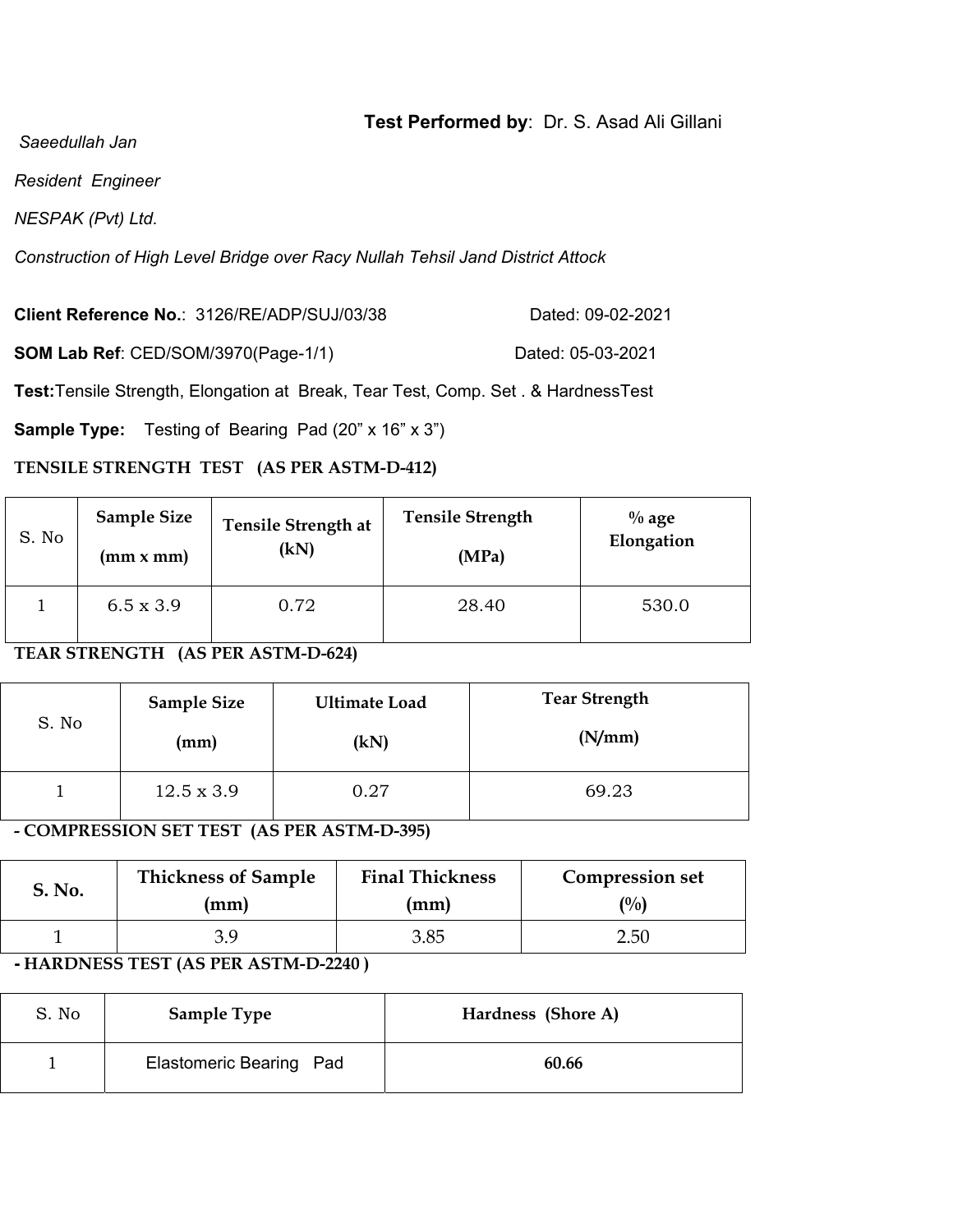**Test Performed by**: Dr. S. Asad Ali Gillani

*Saeedullah Jan*

*Resident Engineer*

*NESPAK (Pvt) Ltd.*

*Construction of High Level Bridge over Racy Nullah Tehsil Jand District Attock*

**Client Reference No.**: 3126/RE/ADP/SUJ/03/38 Dated: 09-02-2021

**SOM Lab Ref**: CED/SOM/3970(Page-1/1) Dated: 05-03-2021

**Test:** Tensile Strength, Elongation at Break, Tear Test, Comp. Set . & HardnessTest

**Sample Type:** Testing of Bearing Pad (20" x 16" x 3")

**TENSILE STRENGTH TEST (AS PER ASTM-D-412)**

| S. No | Sample Size (mm x mm) | Tensile Strength at (kN) | Tensile Strength (MPa) | % age Elongation |
|---|---|---|---|---|
| 1 | 6.5 x 3.9 | 0.72 | 28.40 | 530.0 |

**TEAR STRENGTH (AS PER ASTM-D-624)**

| S. No | Sample Size (mm) | Ultimate Load (kN) | Tear Strength (N/mm) |
|---|---|---|---|
| 1 | 12.5 x 3.9 | 0.27 | 69.23 |

**- COMPRESSION SET TEST (AS PER ASTM-D-395)**

| S. No. | Thickness of Sample (mm) | Final Thickness (mm) | Compression set (%) |
|---|---|---|---|
| 1 | 3.9 | 3.85 | 2.50 |

**- HARDNESS TEST (AS PER ASTM-D-2240 )**

| S. No | Sample Type | Hardness (Shore A) |
|---|---|---|
| 1 | Elastomeric Bearing Pad | **60.66** |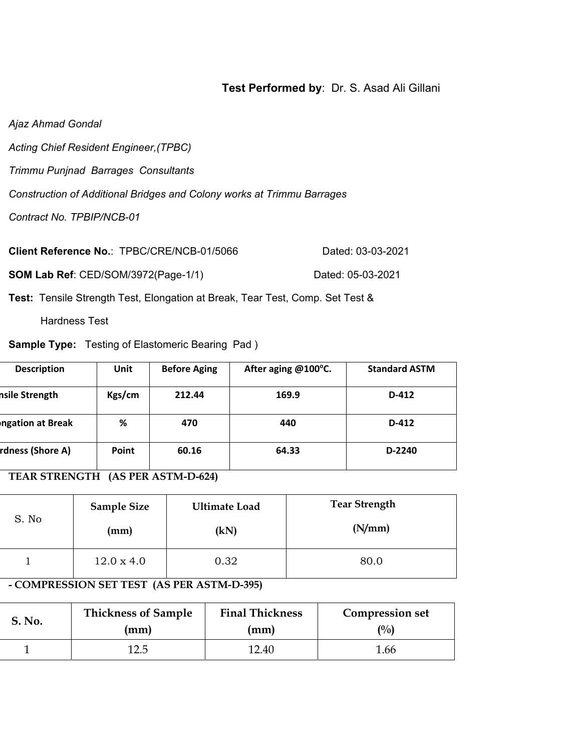**Test Performed by**: Dr. S. Asad Ali Gillani

*Ajaz Ahmad Gondal*

*Acting Chief Resident Engineer,(TPBC)*

*Trimmu Punjnad Barrages Consultants*

*Construction of Additional Bridges and Colony works at Trimmu Barrages*

*Contract No. TPBIP/NCB-01*

**Client Reference No.**: TPBC/CRE/NCB-01/5066 Dated: 03-03-2021

**SOM Lab Ref**: CED/SOM/3972(Page-1/1) Dated: 05-03-2021

**Test:** Tensile Strength Test, Elongation at Break, Tear Test, Comp. Set Test & Hardness Test

**Sample Type:** Testing of Elastomeric Bearing Pad )

| Description | Unit | Before Aging | After aging @100°C. | Standard ASTM |
|---|---|---|---|---|
| nsile Strength | Kgs/cm | 212.44 | 169.9 | D-412 |
| ngation at Break | % | 470 | 440 | D-412 |
| rdness (Shore A) | Point | 60.16 | 64.33 | D-2240 |

**TEAR STRENGTH (AS PER ASTM-D-624)**

| S. No | Sample Size (mm) | Ultimate Load (kN) | Tear Strength (N/mm) |
|---|---|---|---|
| 1 | 12.0 x 4.0 | 0.32 | 80.0 |

**- COMPRESSION SET TEST (AS PER ASTM-D-395)**

| S. No. | Thickness of Sample (mm) | Final Thickness (mm) | Compression set (%) |
|---|---|---|---|
| 1 | 12.5 | 12.40 | 1.66 |